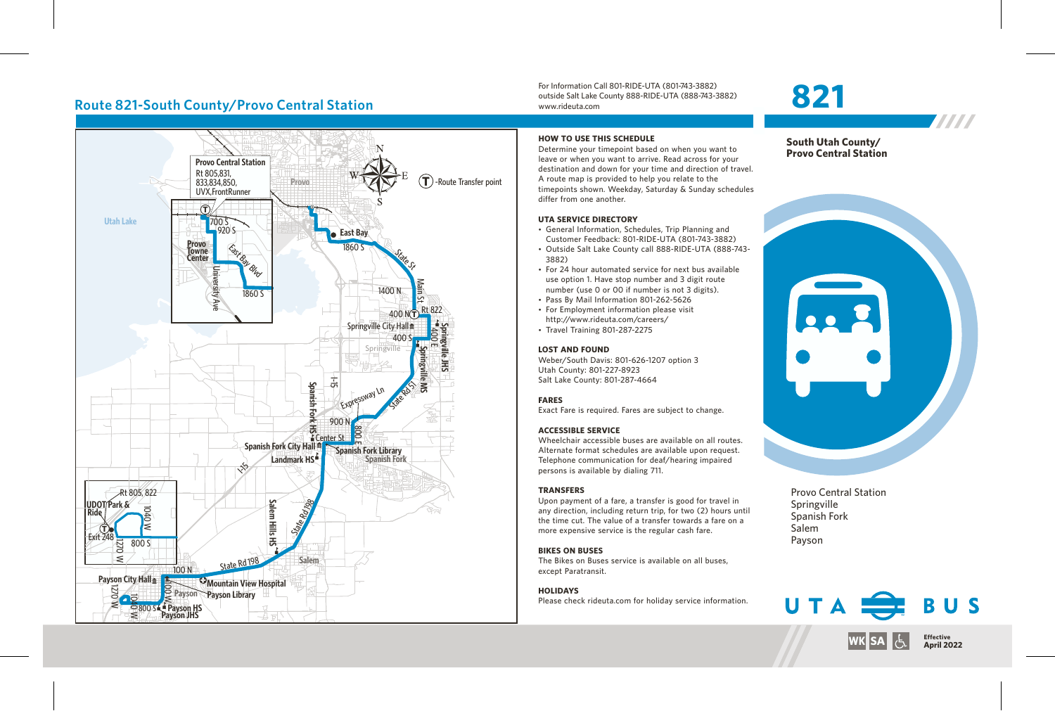## Route 821-South County/Provo Central Station

Provo Central Station
Rt 805,831, 833,834,850, UVX,FrontRunner

Utah Lake

Provo

T -Route Transfer point

700 S
920 S
Provo Towne Center
East Bay Blvd
University Ave
1860 S

East Bay
1860 S
State St
1400 N
Main St
400 N
Rt 822
Springville City Hall
400 E
Springville HS
400 S
Springville
Springville MS
I-15
Spanish Fork HS
Expressway Ln
State Rd 51
900 N
800 E
Center St
Spanish Fork City Hall
Spanish Fork Library
Landmark HS
Spanish Fork
I-15

Rt 805, 822
UDOT Park & Ride
1040 W
Exit 248
800 S
1270 W

Salem Hills HS
State Rd 198
Salem
State Rd 198
100 N
Payson City Hall
Mountain View Hospital
Payson
Payson Library
1270 W
1040 W
600 W
800 S
Payson HS
Payson JHS

For Information Call 801-RIDE-UTA (801-743-3882)
outside Salt Lake County 888-RIDE-UTA (888-743-3882)
www.rideuta.com

### HOW TO USE THIS SCHEDULE

Determine your timepoint based on when you want to leave or when you want to arrive. Read across for your destination and down for your time and direction of travel. A route map is provided to help you relate to the timepoints shown. Weekday, Saturday & Sunday schedules differ from one another.

### UTA SERVICE DIRECTORY

- General Information, Schedules, Trip Planning and Customer Feedback: 801-RIDE-UTA (801-743-3882)
- Outside Salt Lake County call 888-RIDE-UTA (888-743-3882)
- For 24 hour automated service for next bus available use option 1. Have stop number and 3 digit route number (use 0 or 00 if number is not 3 digits).
- Pass By Mail Information 801-262-5626
- For Employment information please visit http://www.rideuta.com/careers/
- Travel Training 801-287-2275

### LOST AND FOUND

Weber/South Davis: 801-626-1207 option 3
Utah County: 801-227-8923
Salt Lake County: 801-287-4664

### FARES

Exact Fare is required. Fares are subject to change.

### ACCESSIBLE SERVICE

Wheelchair accessible buses are available on all routes. Alternate format schedules are available upon request. Telephone communication for deaf/hearing impaired persons is available by dialing 711.

### TRANSFERS

Upon payment of a fare, a transfer is good for travel in any direction, including return trip, for two (2) hours until the time cut. The value of a transfer towards a fare on a more expensive service is the regular cash fare.

### BIKES ON BUSES

The Bikes on Buses service is available on all buses, except Paratransit.

### HOLIDAYS

Please check rideuta.com for holiday service information.

# 821

**South Utah County/ Provo Central Station**

Provo Central Station
Springville
Spanish Fork
Salem
Payson

UTA BUS

WK SA

**Effective April 2022**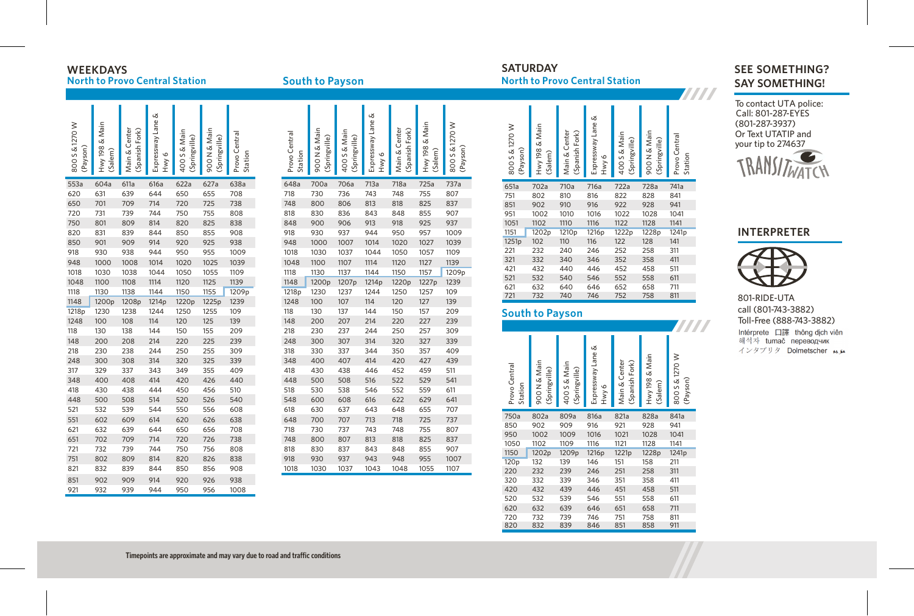## WEEKDAYS

### North to Provo Central Station

| 800 S & 1270 W (Payson) | Hwy 198 & Main (Salem) | Main & Center (Spanish Fork) | Expressway Lane & Hwy 6 | 400 S & Main (Springville) | 900 N & Main (Springville) | Provo Central Station |
|---|---|---|---|---|---|---|
| 553a | 604a | 611a | 616a | 622a | 627a | 638a |
| 620 | 631 | 639 | 644 | 650 | 655 | 708 |
| 650 | 701 | 709 | 714 | 720 | 725 | 738 |
| 720 | 731 | 739 | 744 | 750 | 755 | 808 |
| 750 | 801 | 809 | 814 | 820 | 825 | 838 |
| 820 | 831 | 839 | 844 | 850 | 855 | 908 |
| 850 | 901 | 909 | 914 | 920 | 925 | 938 |
| 918 | 930 | 938 | 944 | 950 | 955 | 1009 |
| 948 | 1000 | 1008 | 1014 | 1020 | 1025 | 1039 |
| 1018 | 1030 | 1038 | 1044 | 1050 | 1055 | 1109 |
| 1048 | 1100 | 1108 | 1114 | 1120 | 1125 | 1139 |
| 1118 | 1130 | 1138 | 1144 | 1150 | 1155 | 1209p |
| 1148 | 1200p | 1208p | 1214p | 1220p | 1225p | 1239 |
| 1218p | 1230 | 1238 | 1244 | 1250 | 1255 | 109 |
| 1248 | 100 | 108 | 114 | 120 | 125 | 139 |
| 118 | 130 | 138 | 144 | 150 | 155 | 209 |
| 148 | 200 | 208 | 214 | 220 | 225 | 239 |
| 218 | 230 | 238 | 244 | 250 | 255 | 309 |
| 248 | 300 | 308 | 314 | 320 | 325 | 339 |
| 317 | 329 | 337 | 343 | 349 | 355 | 409 |
| 348 | 400 | 408 | 414 | 420 | 426 | 440 |
| 418 | 430 | 438 | 444 | 450 | 456 | 510 |
| 448 | 500 | 508 | 514 | 520 | 526 | 540 |
| 521 | 532 | 539 | 544 | 550 | 556 | 608 |
| 551 | 602 | 609 | 614 | 620 | 626 | 638 |
| 621 | 632 | 639 | 644 | 650 | 656 | 708 |
| 651 | 702 | 709 | 714 | 720 | 726 | 738 |
| 721 | 732 | 739 | 744 | 750 | 756 | 808 |
| 751 | 802 | 809 | 814 | 820 | 826 | 838 |
| 821 | 832 | 839 | 844 | 850 | 856 | 908 |
| 851 | 902 | 909 | 914 | 920 | 926 | 938 |
| 921 | 932 | 939 | 944 | 950 | 956 | 1008 |

### South to Payson

| Provo Central Station | 900 N & Main (Springville) | 400 S & Main (Springville) | Expressway Lane & Hwy 6 | Main & Center (Spanish Fork) | Hwy 198 & Main (Salem) | 800 S & 1270 W (Payson) |
|---|---|---|---|---|---|---|
| 648a | 700a | 706a | 713a | 718a | 725a | 737a |
| 718 | 730 | 736 | 743 | 748 | 755 | 807 |
| 748 | 800 | 806 | 813 | 818 | 825 | 837 |
| 818 | 830 | 836 | 843 | 848 | 855 | 907 |
| 848 | 900 | 906 | 913 | 918 | 925 | 937 |
| 918 | 930 | 937 | 944 | 950 | 957 | 1009 |
| 948 | 1000 | 1007 | 1014 | 1020 | 1027 | 1039 |
| 1018 | 1030 | 1037 | 1044 | 1050 | 1057 | 1109 |
| 1048 | 1100 | 1107 | 1114 | 1120 | 1127 | 1139 |
| 1118 | 1130 | 1137 | 1144 | 1150 | 1157 | 1209p |
| 1148 | 1200p | 1207p | 1214p | 1220p | 1227p | 1239 |
| 1218p | 1230 | 1237 | 1244 | 1250 | 1257 | 109 |
| 1248 | 100 | 107 | 114 | 120 | 127 | 139 |
| 118 | 130 | 137 | 144 | 150 | 157 | 209 |
| 148 | 200 | 207 | 214 | 220 | 227 | 239 |
| 218 | 230 | 237 | 244 | 250 | 257 | 309 |
| 248 | 300 | 307 | 314 | 320 | 327 | 339 |
| 318 | 330 | 337 | 344 | 350 | 357 | 409 |
| 348 | 400 | 407 | 414 | 420 | 427 | 439 |
| 418 | 430 | 438 | 446 | 452 | 459 | 511 |
| 448 | 500 | 508 | 516 | 522 | 529 | 541 |
| 518 | 530 | 538 | 546 | 552 | 559 | 611 |
| 548 | 600 | 608 | 616 | 622 | 629 | 641 |
| 618 | 630 | 637 | 643 | 648 | 655 | 707 |
| 648 | 700 | 707 | 713 | 718 | 725 | 737 |
| 718 | 730 | 737 | 743 | 748 | 755 | 807 |
| 748 | 800 | 807 | 813 | 818 | 825 | 837 |
| 818 | 830 | 837 | 843 | 848 | 855 | 907 |
| 918 | 930 | 937 | 943 | 948 | 955 | 1007 |
| 1018 | 1030 | 1037 | 1043 | 1048 | 1055 | 1107 |

## SATURDAY

### North to Provo Central Station

| 800 S & 1270 W (Payson) | Hwy 198 & Main (Salem) | Main & Center (Spanish Fork) | Expressway Lane & Hwy 6 | 400 S & Main (Springville) | 900 N & Main (Springville) | Provo Central Station |
|---|---|---|---|---|---|---|
| 651a | 702a | 710a | 716a | 722a | 728a | 741a |
| 751 | 802 | 810 | 816 | 822 | 828 | 841 |
| 851 | 902 | 910 | 916 | 922 | 928 | 941 |
| 951 | 1002 | 1010 | 1016 | 1022 | 1028 | 1041 |
| 1051 | 1102 | 1110 | 1116 | 1122 | 1128 | 1141 |
| 1151 | 1202p | 1210p | 1216p | 1222p | 1228p | 1241p |
| 1251p | 102 | 110 | 116 | 122 | 128 | 141 |
| 221 | 232 | 240 | 246 | 252 | 258 | 311 |
| 321 | 332 | 340 | 346 | 352 | 358 | 411 |
| 421 | 432 | 440 | 446 | 452 | 458 | 511 |
| 521 | 532 | 540 | 546 | 552 | 558 | 611 |
| 621 | 632 | 640 | 646 | 652 | 658 | 711 |
| 721 | 732 | 740 | 746 | 752 | 758 | 811 |

### South to Payson

| Provo Central Station | 900 N & Main (Springville) | 400 S & Main (Springville) | Expressway Lane & Hwy 6 | Main & Center (Spanish Fork) | Hwy 198 & Main (Salem) | 800 S & 1270 W (Payson) |
|---|---|---|---|---|---|---|
| 750a | 802a | 809a | 816a | 821a | 828a | 841a |
| 850 | 902 | 909 | 916 | 921 | 928 | 941 |
| 950 | 1002 | 1009 | 1016 | 1021 | 1028 | 1041 |
| 1050 | 1102 | 1109 | 1116 | 1121 | 1128 | 1141 |
| 1150 | 1202p | 1209p | 1216p | 1221p | 1228p | 1241p |
| 120p | 132 | 139 | 146 | 151 | 158 | 211 |
| 220 | 232 | 239 | 246 | 251 | 258 | 311 |
| 320 | 332 | 339 | 346 | 351 | 358 | 411 |
| 420 | 432 | 439 | 446 | 451 | 458 | 511 |
| 520 | 532 | 539 | 546 | 551 | 558 | 611 |
| 620 | 632 | 639 | 646 | 651 | 658 | 711 |
| 720 | 732 | 739 | 746 | 751 | 758 | 811 |
| 820 | 832 | 839 | 846 | 851 | 858 | 911 |

## SEE SOMETHING? SAY SOMETHING!

To contact UTA police:
Call: 801-287-EYES
(801-287-3937)
Or Text UTATIP and your tip to 274637

TRANSITWATCH

## INTERPRETER

801-RIDE-UTA
call (801-743-3882)
Toll-Free (888-743-3882)

Intérprete 口譯 thông dịch viên 해석자 tumač переводчик インタプリタ Dolmetscher

**Timepoints are approximate and may vary due to road and traffic conditions**